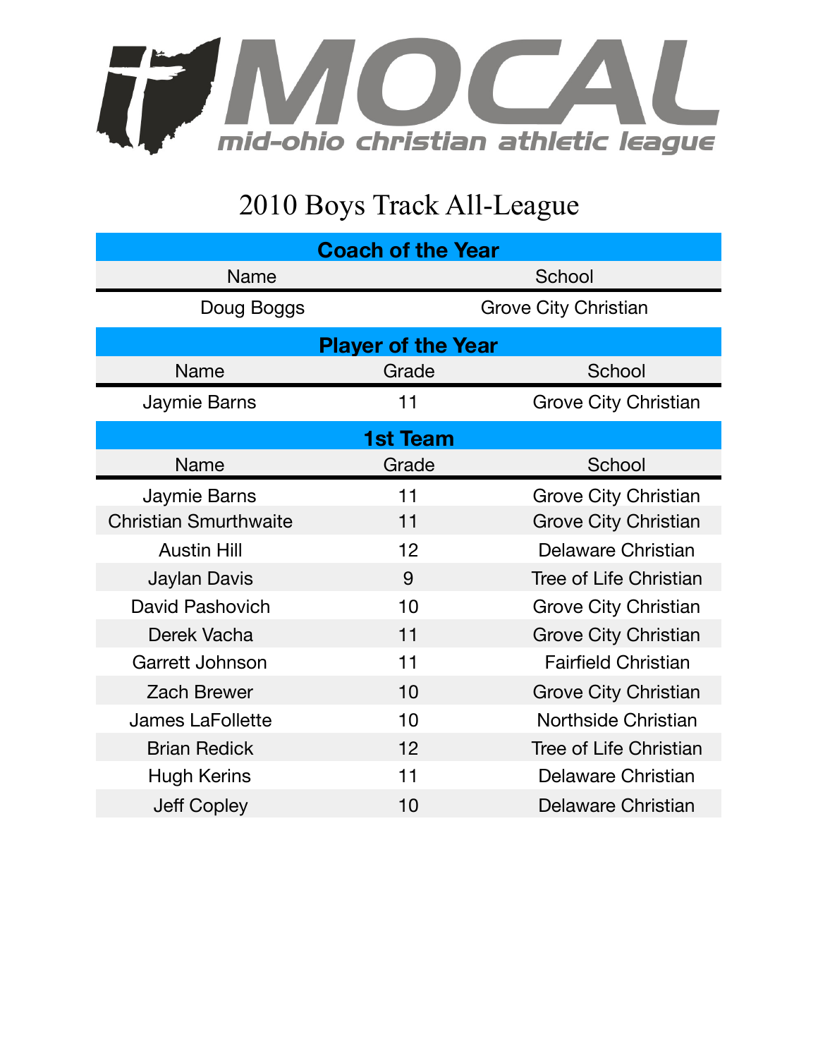# MOCAL

mid-ohio christian athletic league

## 2010 Boys Track All-League

### Coach of the Year

| Name | School |
|---|---|
| Doug Boggs | Grove City Christian |

### Player of the Year

| Name | Grade | School |
|---|---|---|
| Jaymie Barns | 11 | Grove City Christian |

### 1st Team

| Name | Grade | School |
|---|---|---|
| Jaymie Barns | 11 | Grove City Christian |
| Christian Smurthwaite | 11 | Grove City Christian |
| Austin Hill | 12 | Delaware Christian |
| Jaylan Davis | 9 | Tree of Life Christian |
| David Pashovich | 10 | Grove City Christian |
| Derek Vacha | 11 | Grove City Christian |
| Garrett Johnson | 11 | Fairfield Christian |
| Zach Brewer | 10 | Grove City Christian |
| James LaFollette | 10 | Northside Christian |
| Brian Redick | 12 | Tree of Life Christian |
| Hugh Kerins | 11 | Delaware Christian |
| Jeff Copley | 10 | Delaware Christian |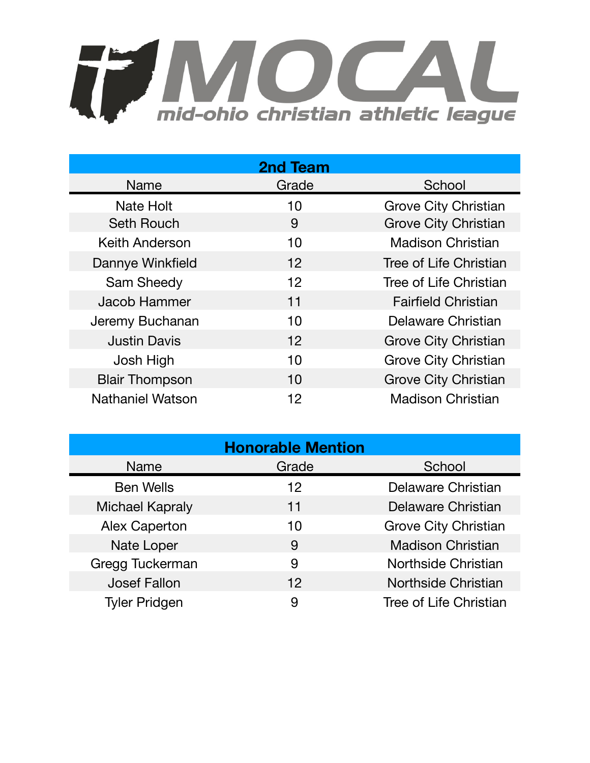# MOCAL

mid-ohio christian athletic league

## 2nd Team

| Name | Grade | School |
|---|---|---|
| Nate Holt | 10 | Grove City Christian |
| Seth Rouch | 9 | Grove City Christian |
| Keith Anderson | 10 | Madison Christian |
| Dannye Winkfield | 12 | Tree of Life Christian |
| Sam Sheedy | 12 | Tree of Life Christian |
| Jacob Hammer | 11 | Fairfield Christian |
| Jeremy Buchanan | 10 | Delaware Christian |
| Justin Davis | 12 | Grove City Christian |
| Josh High | 10 | Grove City Christian |
| Blair Thompson | 10 | Grove City Christian |
| Nathaniel Watson | 12 | Madison Christian |

## Honorable Mention

| Name | Grade | School |
|---|---|---|
| Ben Wells | 12 | Delaware Christian |
| Michael Kapraly | 11 | Delaware Christian |
| Alex Caperton | 10 | Grove City Christian |
| Nate Loper | 9 | Madison Christian |
| Gregg Tuckerman | 9 | Northside Christian |
| Josef Fallon | 12 | Northside Christian |
| Tyler Pridgen | 9 | Tree of Life Christian |